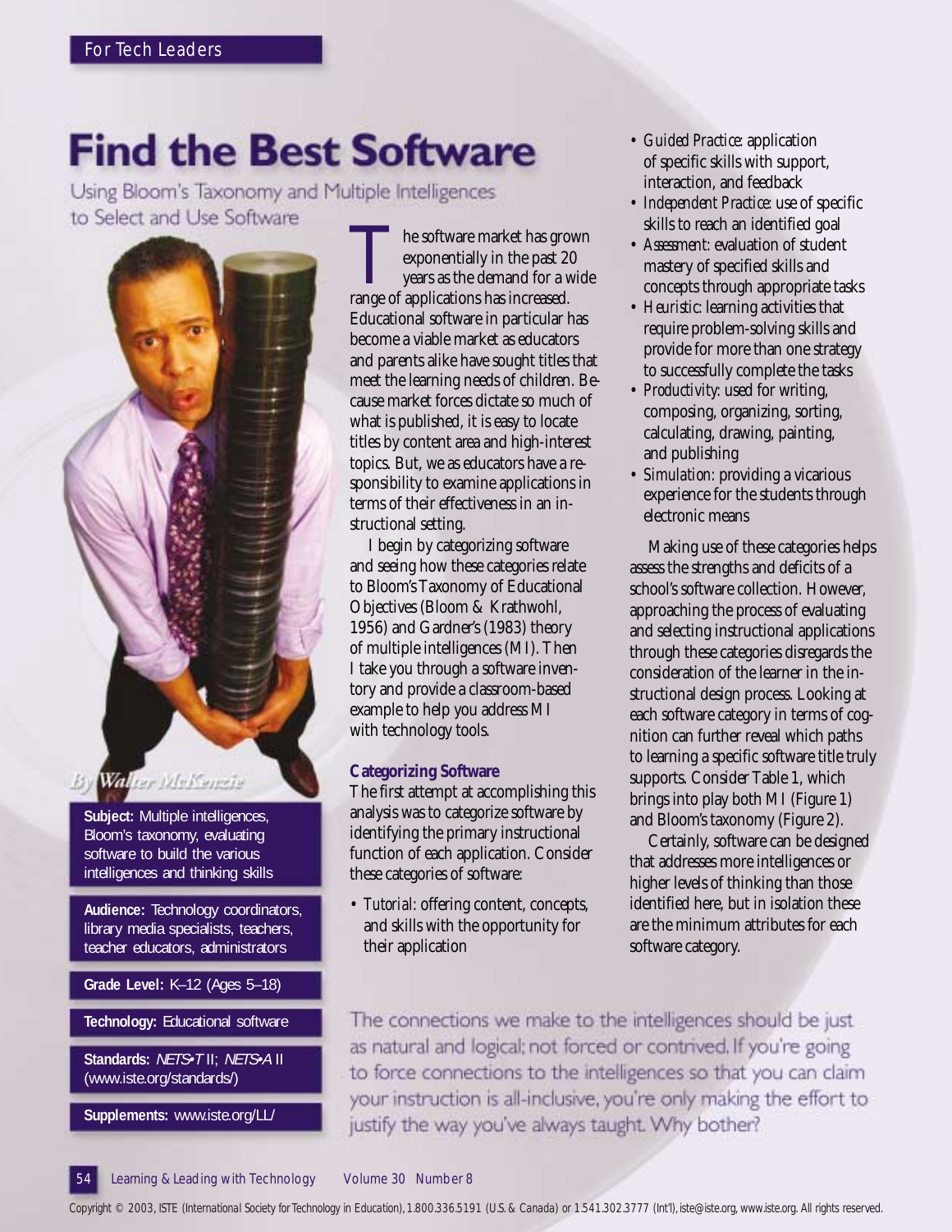For Tech Leaders

# Find the Best Software

## Using Bloom's Taxonomy and Multiple Intelligences to Select and Use Software

By Walter McKenzie

**Subject:** Multiple intelligences, Bloom's taxonomy, evaluating software to build the various intelligences and thinking skills

**Audience:** Technology coordinators, library media specialists, teachers, teacher educators, administrators

**Grade Level:** K–12 (Ages 5–18)

**Technology:** Educational software

**Standards:** *NETS•T* II; *NETS•A* II (www.iste.org/standards/)

**Supplements:** www.iste.org/LL/

The software market has grown exponentially in the past 20 years as the demand for a wide range of applications has increased. Educational software in particular has become a viable market as educators and parents alike have sought titles that meet the learning needs of children. Because market forces dictate so much of what is published, it is easy to locate titles by content area and high-interest topics. But, we as educators have a responsibility to examine applications in terms of their effectiveness in an instructional setting.

I begin by categorizing software and seeing how these categories relate to Bloom's Taxonomy of Educational Objectives (Bloom & Krathwohl, 1956) and Gardner's (1983) theory of multiple intelligences (MI). Then I take you through a software inventory and provide a classroom-based example to help you address MI with technology tools.

### Categorizing Software

The first attempt at accomplishing this analysis was to categorize software by identifying the primary instructional function of each application. Consider these categories of software:

- *Tutorial*: offering content, concepts, and skills with the opportunity for their application
- *Guided Practice*: application of specific skills with support, interaction, and feedback
- *Independent Practice*: use of specific skills to reach an identified goal
- *Assessment*: evaluation of student mastery of specified skills and concepts through appropriate tasks
- *Heuristic*: learning activities that require problem-solving skills and provide for more than one strategy to successfully complete the tasks
- *Productivity*: used for writing, composing, organizing, sorting, calculating, drawing, painting, and publishing
- *Simulation*: providing a vicarious experience for the students through electronic means

Making use of these categories helps assess the strengths and deficits of a school's software collection. However, approaching the process of evaluating and selecting instructional applications through these categories disregards the consideration of the learner in the instructional design process. Looking at each software category in terms of cognition can further reveal which paths to learning a specific software title truly supports. Consider Table 1, which brings into play both MI (Figure 1) and Bloom's taxonomy (Figure 2).

Certainly, software can be designed that addresses more intelligences or higher levels of thinking than those identified here, but in isolation these are the minimum attributes for each software category.

The connections we make to the intelligences should be just as natural and logical; not forced or contrived. If you're going to force connections to the intelligences so that you can claim your instruction is all-inclusive, you're only making the effort to justify the way you've always taught. Why bother?

Copyright © 2003, ISTE (International Society for Technology in Education), 1.800.336.5191 (U.S. & Canada) or 1.541.302.3777 (Int'l), iste@iste.org, www.iste.org. All rights reserved.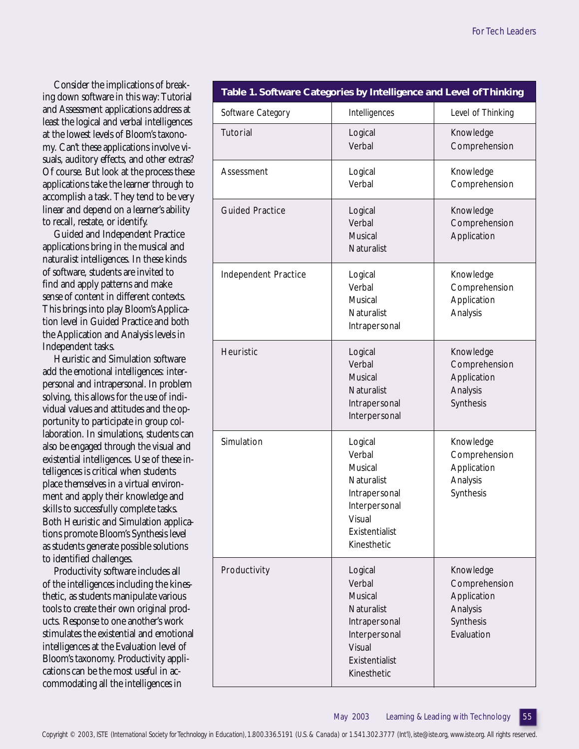Consider the implications of breaking down software in this way: Tutorial and Assessment applications address at least the logical and verbal intelligences at the lowest levels of Bloom's taxonomy. Can't these applications involve visuals, auditory effects, and other extras? Of course. But look at the process these applications take the learner through to accomplish a task. They tend to be very linear and depend on a learner's ability to recall, restate, or identify.

Guided and Independent Practice applications bring in the musical and naturalist intelligences. In these kinds of software, students are invited to find and apply patterns and make sense of content in different contexts. This brings into play Bloom's Application level in Guided Practice and both the Application and Analysis levels in Independent tasks.

Heuristic and Simulation software add the emotional intelligences: interpersonal and intrapersonal. In problem solving, this allows for the use of individual values and attitudes and the opportunity to participate in group collaboration. In simulations, students can also be engaged through the visual and existential intelligences. Use of these intelligences is critical when students place themselves in a virtual environment and apply their knowledge and skills to successfully complete tasks. Both Heuristic and Simulation applications promote Bloom's Synthesis level as students generate possible solutions to identified challenges.

Productivity software includes all of the intelligences including the kinesthetic, as students manipulate various tools to create their own original products. Response to one another's work stimulates the existential and emotional intelligences at the Evaluation level of Bloom's taxonomy. Productivity applications can be the most useful in accommodating all the intelligences in

**Table 1. Software Categories by Intelligence and Level of Thinking**

| Software Category | Intelligences | Level of Thinking |
|---|---|---|
| Tutorial | Logical<br>Verbal | Knowledge<br>Comprehension |
| Assessment | Logical<br>Verbal | Knowledge<br>Comprehension |
| Guided Practice | Logical<br>Verbal<br>Musical<br>Naturalist | Knowledge<br>Comprehension<br>Application |
| Independent Practice | Logical<br>Verbal<br>Musical<br>Naturalist<br>Intrapersonal | Knowledge<br>Comprehension<br>Application<br>Analysis |
| Heuristic | Logical<br>Verbal<br>Musical<br>Naturalist<br>Intrapersonal<br>Interpersonal | Knowledge<br>Comprehension<br>Application<br>Analysis<br>Synthesis |
| Simulation | Logical<br>Verbal<br>Musical<br>Naturalist<br>Intrapersonal<br>Interpersonal<br>Visual<br>Existentialist<br>Kinesthetic | Knowledge<br>Comprehension<br>Application<br>Analysis<br>Synthesis |
| Productivity | Logical<br>Verbal<br>Musical<br>Naturalist<br>Intrapersonal<br>Interpersonal<br>Visual<br>Existentialist<br>Kinesthetic | Knowledge<br>Comprehension<br>Application<br>Analysis<br>Synthesis<br>Evaluation |

Copyright © 2003, ISTE (International Society for Technology in Education), 1.800.336.5191 (U.S. & Canada) or 1.541.302.3777 (Int'l), iste@iste.org, www.iste.org. All rights reserved.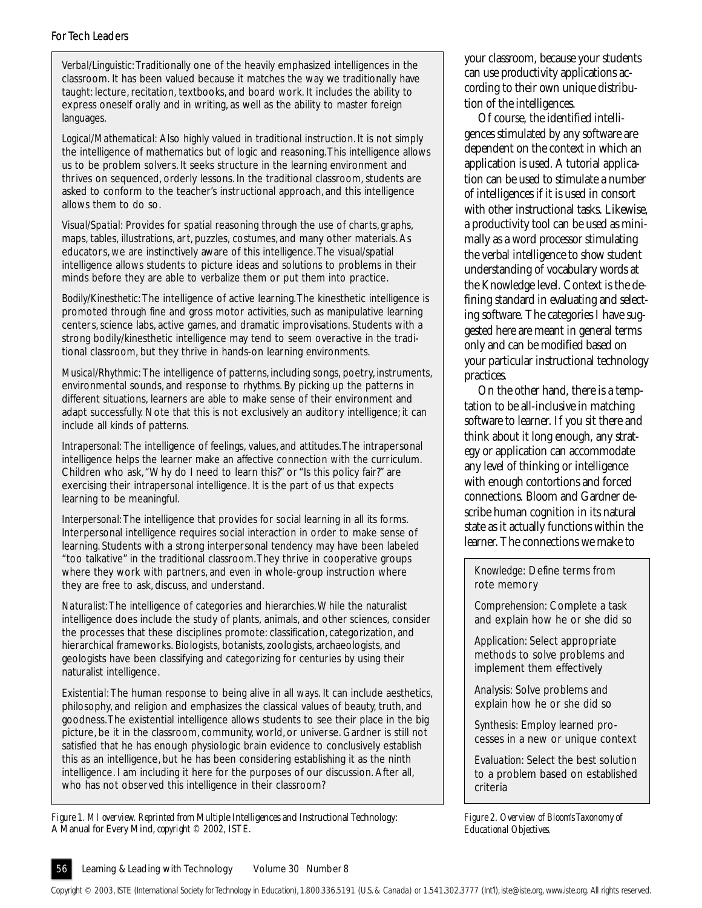*Verbal/Linguistic*: Traditionally one of the heavily emphasized intelligences in the classroom. It has been valued because it matches the way we traditionally have taught: lecture, recitation, textbooks, and board work. It includes the ability to express oneself orally and in writing, as well as the ability to master foreign languages.

*Logical/Mathematical*: Also highly valued in traditional instruction. It is not simply the intelligence of mathematics but of logic and reasoning. This intelligence allows us to be problem solvers. It seeks structure in the learning environment and thrives on sequenced, orderly lessons. In the traditional classroom, students are asked to conform to the teacher's instructional approach, and this intelligence allows them to do so.

*Visual/Spatial*: Provides for spatial reasoning through the use of charts, graphs, maps, tables, illustrations, art, puzzles, costumes, and many other materials. As educators, we are instinctively aware of this intelligence. The visual/spatial intelligence allows students to picture ideas and solutions to problems in their minds before they are able to verbalize them or put them into practice.

*Bodily/Kinesthetic*: The intelligence of active learning. The kinesthetic intelligence is promoted through fine and gross motor activities, such as manipulative learning centers, science labs, active games, and dramatic improvisations. Students with a strong bodily/kinesthetic intelligence may tend to seem overactive in the traditional classroom, but they thrive in hands-on learning environments.

*Musical/Rhythmic*: The intelligence of patterns, including songs, poetry, instruments, environmental sounds, and response to rhythms. By picking up the patterns in different situations, learners are able to make sense of their environment and adapt successfully. Note that this is not exclusively an auditory intelligence; it can include all kinds of patterns.

*Intrapersonal*: The intelligence of feelings, values, and attitudes. The intrapersonal intelligence helps the learner make an affective connection with the curriculum. Children who ask, "Why do I need to learn this?" or "Is this policy fair?" are exercising their intrapersonal intelligence. It is the part of us that expects learning to be meaningful.

*Interpersonal*: The intelligence that provides for social learning in all its forms. Interpersonal intelligence requires social interaction in order to make sense of learning. Students with a strong interpersonal tendency may have been labeled "too talkative" in the traditional classroom. They thrive in cooperative groups where they work with partners, and even in whole-group instruction where they are free to ask, discuss, and understand.

*Naturalist*: The intelligence of categories and hierarchies. While the naturalist intelligence does include the study of plants, animals, and other sciences, consider the processes that these disciplines promote: classification, categorization, and hierarchical frameworks. Biologists, botanists, zoologists, archaeologists, and geologists have been classifying and categorizing for centuries by using their naturalist intelligence.

*Existential*: The human response to being alive in all ways. It can include aesthetics, philosophy, and religion and emphasizes the classical values of beauty, truth, and goodness. The existential intelligence allows students to see their place in the big picture, be it in the classroom, community, world, or universe. Gardner is still not satisfied that he has enough physiologic brain evidence to conclusively establish this as an intelligence, but he has been considering establishing it as the ninth intelligence. I am including it here for the purposes of our discussion. After all, who has not observed this intelligence in their classroom?

*Figure 1. MI overview. Reprinted from* Multiple Intelligences and Instructional Technology: A Manual for Every Mind, *copyright © 2002, ISTE.*

your classroom, because your students can use productivity applications according to their own unique distribution of the intelligences.

Of course, the identified intelligences stimulated by any software are dependent on the context in which an application is used. A tutorial application can be used to stimulate a number of intelligences if it is used in consort with other instructional tasks. Likewise, a productivity tool can be used as minimally as a word processor stimulating the verbal intelligence to show student understanding of vocabulary words at the Knowledge level. Context is the defining standard in evaluating and selecting software. The categories I have suggested here are meant in general terms only and can be modified based on your particular instructional technology practices.

On the other hand, there is a temptation to be all-inclusive in matching software to learner. If you sit there and think about it long enough, any strategy or application can accommodate any level of thinking or intelligence with enough contortions and forced connections. Bloom and Gardner describe human cognition in its natural state as it actually functions within the learner. The connections we make to

*Knowledge*: Define terms from rote memory

*Comprehension*: Complete a task and explain how he or she did so

*Application*: Select appropriate methods to solve problems and implement them effectively

*Analysis*: Solve problems and explain how he or she did so

*Synthesis*: Employ learned processes in a new or unique context

*Evaluation*: Select the best solution to a problem based on established criteria

*Figure 2. Overview of Bloom's Taxonomy of Educational Objectives.*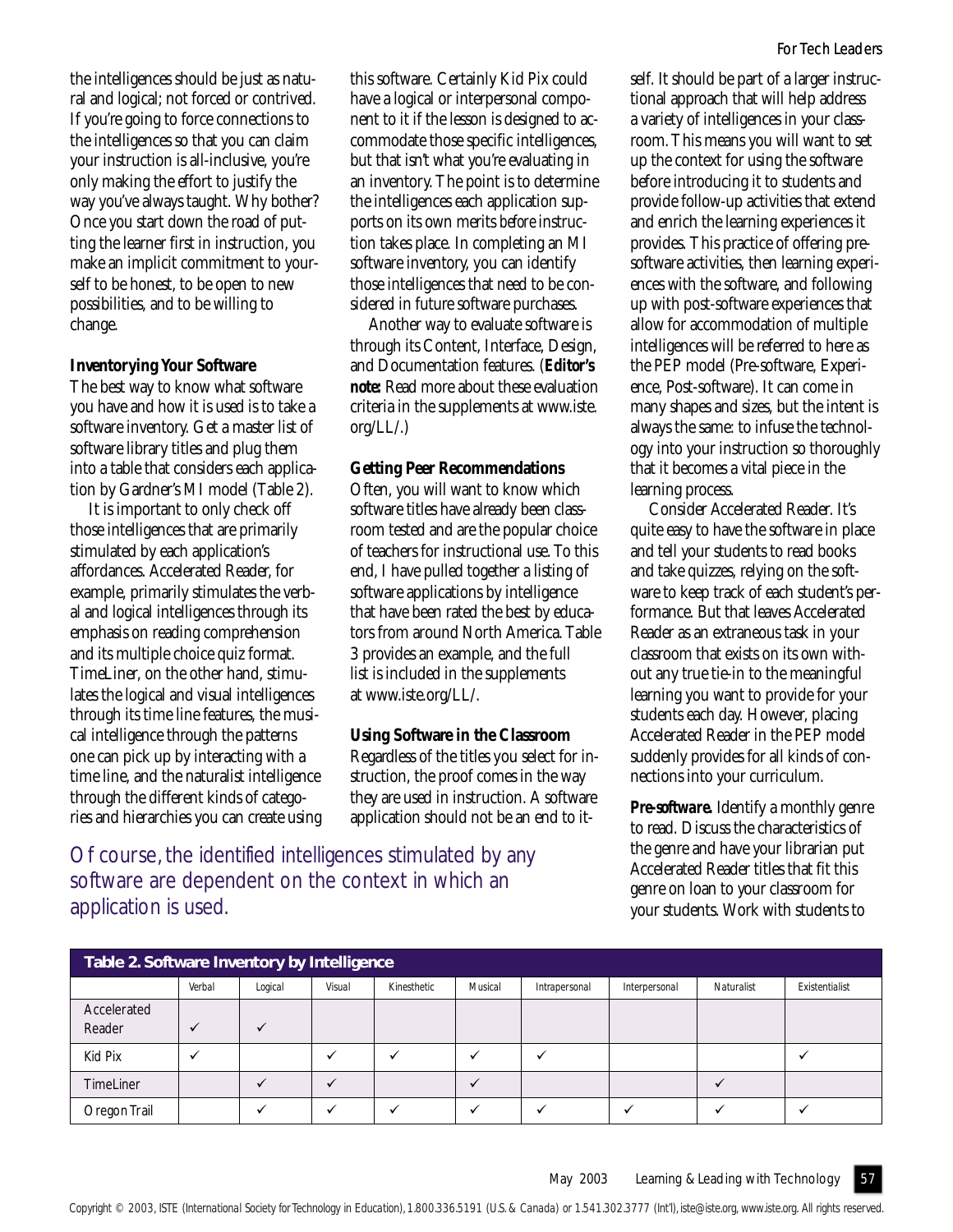the intelligences should be just as natural and logical; not forced or contrived. If you're going to force connections to the intelligences so that you can claim your instruction is all-inclusive, you're only making the effort to justify the way you've always taught. Why bother? Once you start down the road of putting the learner first in instruction, you make an implicit commitment to yourself to be honest, to be open to new possibilities, and to be willing to change.

### Inventorying Your Software

The best way to know what software you have and how it is used is to take a software inventory. Get a master list of software library titles and plug them into a table that considers each application by Gardner's MI model (Table 2).

It is important to only check off those intelligences that are primarily stimulated by each application's affordances. Accelerated Reader, for example, primarily stimulates the verbal and logical intelligences through its emphasis on reading comprehension and its multiple choice quiz format. TimeLiner, on the other hand, stimulates the logical and visual intelligences through its time line features, the musical intelligence through the patterns one can pick up by interacting with a time line, and the naturalist intelligence through the different kinds of categories and hierarchies you can create using this software. Certainly Kid Pix could have a logical or interpersonal component to it if the lesson is designed to accommodate those specific intelligences, but that isn't what you're evaluating in an inventory. The point is to determine the intelligences each application supports on its own merits *before* instruction takes place. In completing an MI software inventory, you can identify those intelligences that need to be considered in future software purchases.

Another way to evaluate software is through its Content, Interface, Design, and Documentation features. (**Editor's note:** Read more about these evaluation criteria in the supplements at www.iste.org/LL/.)

### Getting Peer Recommendations

Often, you will want to know which software titles have already been classroom tested and are the popular choice of teachers for instructional use. To this end, I have pulled together a listing of software applications by intelligence that have been rated the best by educators from around North America. Table 3 provides an example, and the full list is included in the supplements at www.iste.org/LL/.

### Using Software in the Classroom

Regardless of the titles you select for instruction, the proof comes in the way they are used in instruction. A software application should not be an end to itself. It should be part of a larger instructional approach that will help address a variety of intelligences in your classroom. This means you will want to set up the context for using the software before introducing it to students and provide follow-up activities that extend and enrich the learning experiences it provides. This practice of offering pre-software activities, then learning experiences with the software, and following up with post-software experiences that allow for accommodation of multiple intelligences will be referred to here as the PEP model (Pre-software, Experience, Post-software). It can come in many shapes and sizes, but the intent is always the same: to infuse the technology into your instruction so thoroughly that it becomes a vital piece in the learning process.

Consider Accelerated Reader. It's quite easy to have the software in place and tell your students to read books and take quizzes, relying on the software to keep track of each student's performance. But that leaves Accelerated Reader as an extraneous task in your classroom that exists on its own without any true tie-in to the meaningful learning you want to provide for your students each day. However, placing Accelerated Reader in the PEP model suddenly provides for all kinds of connections into your curriculum.

> Of course, the identified intelligences stimulated by any software are dependent on the context in which an application is used.

**Pre-software.** Identify a monthly genre to read. Discuss the characteristics of the genre and have your librarian put Accelerated Reader titles that fit this genre on loan to your classroom for your students. Work with students to

**Table 2. Software Inventory by Intelligence**

| | Verbal | Logical | Visual | Kinesthetic | Musical | Intrapersonal | Interpersonal | Naturalist | Existentialist |
|---|---|---|---|---|---|---|---|---|---|
| Accelerated Reader | ✓ | ✓ | | | | | | | |
| Kid Pix | ✓ | | ✓ | ✓ | ✓ | ✓ | | | ✓ |
| TimeLiner | | ✓ | ✓ | | ✓ | | | ✓ | |
| Oregon Trail | | ✓ | ✓ | ✓ | ✓ | ✓ | ✓ | ✓ | ✓ |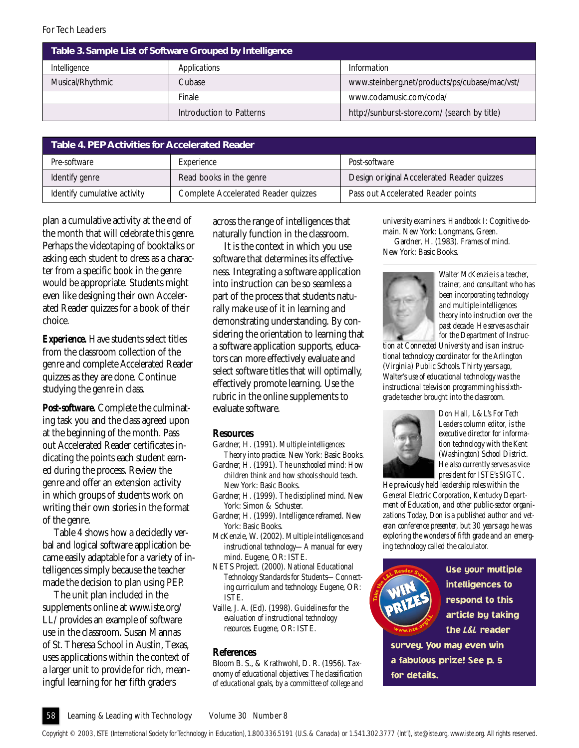**Table 3. Sample List of Software Grouped by Intelligence**

| Intelligence | Applications | Information |
|---|---|---|
| Musical/Rhythmic | Cubase | www.steinberg.net/products/ps/cubase/mac/vst/ |
| | Finale | www.codamusic.com/coda/ |
| | Introduction to Patterns | http://sunburst-store.com/ (search by title) |

**Table 4. PEP Activities for Accelerated Reader**

| *Pre-software* | *Experience* | *Post-software* |
|---|---|---|
| Identify genre | Read books in the genre | Design original Accelerated Reader quizzes |
| Identify cumulative activity | Complete Accelerated Reader quizzes | Pass out Accelerated Reader points |

plan a cumulative activity at the end of the month that will celebrate this genre. Perhaps the videotaping of booktalks or asking each student to dress as a character from a specific book in the genre would be appropriate. Students might even like designing their own Accelerated Reader quizzes for a book of their choice.

***Experience.*** Have students select titles from the classroom collection of the genre and complete Accelerated Reader quizzes as they are done. Continue studying the genre in class.

***Post-software.*** Complete the culminating task you and the class agreed upon at the beginning of the month. Pass out Accelerated Reader certificates indicating the points each student earned during the process. Review the genre and offer an extension activity in which groups of students work on writing their own stories in the format of the genre.

Table 4 shows how a decidedly verbal and logical software application became easily adaptable for a variety of intelligences simply because the teacher made the decision to plan using PEP.

The unit plan included in the supplements online at www.iste.org/LL/ provides an example of software use in the classroom. Susan Mannas of St. Theresa School in Austin, Texas, uses applications within the context of a larger unit to provide for rich, meaningful learning for her fifth graders across the range of intelligences that naturally function in the classroom.

It is the context in which you use software that determines its effectiveness. Integrating a software application into instruction can be so seamless a part of the process that students naturally make use of it in learning and demonstrating understanding. By considering the orientation to learning that a software application supports, educators can more effectively evaluate and select software titles that will optimally, effectively promote learning. Use the rubric in the online supplements to evaluate software.

## Resources

Gardner, H. (1991). *Multiple intelligences: Theory into practice.* New York: Basic Books.

Gardner, H. (1991). *The unschooled mind: How children think and how schools should teach.* New York: Basic Books.

Gardner, H. (1999). *The disciplined mind.* New York: Simon & Schuster.

Gardner, H. (1999). *Intelligence reframed.* New York: Basic Books.

McKenzie, W. (2002). *Multiple intelligences and instructional technology—A manual for every mind.* Eugene, OR: ISTE.

NETS Project. (2000). *National Educational Technology Standards for Students—Connecting curriculum and technology.* Eugene, OR: ISTE.

Vaille, J. A. (Ed). (1998). *Guidelines for the evaluation of instructional technology resources.* Eugene, OR: ISTE.

## References

Bloom B. S., & Krathwohl, D. R. (1956). *Taxonomy of educational objectives: The classification of educational goals, by a committee of college and university examiners. Handbook I: Cognitive domain.* New York: Longmans, Green.

Gardner, H. (1983). *Frames of mind.* New York: Basic Books.

*Walter McKenzie is a teacher, trainer, and consultant who has been incorporating technology and multiple intelligences theory into instruction over the past decade. He serves as chair for the Department of Instruction at Connected University and is an instructional technology coordinator for the Arlington (Virginia) Public Schools. Thirty years ago, Walter's use of educational technology was the instructional television programming his sixth-grade teacher brought into the classroom.*

*Don Hall, L&L's For Tech Leaders column editor, is the executive director for information technology with the Kent (Washington) School District. He also currently serves as vice president for ISTE's SIGTC. He previously held leadership roles within the General Electric Corporation, Kentucky Department of Education, and other public-sector organizations. Today, Don is a published author and veteran conference presenter, but 30 years ago he was exploring the wonders of fifth grade and an emerging technology called the calculator.*

**Use your multiple intelligences to respond to this article by taking the *L&L* reader survey. You may even win a fabulous prize! See p. 5 for details.**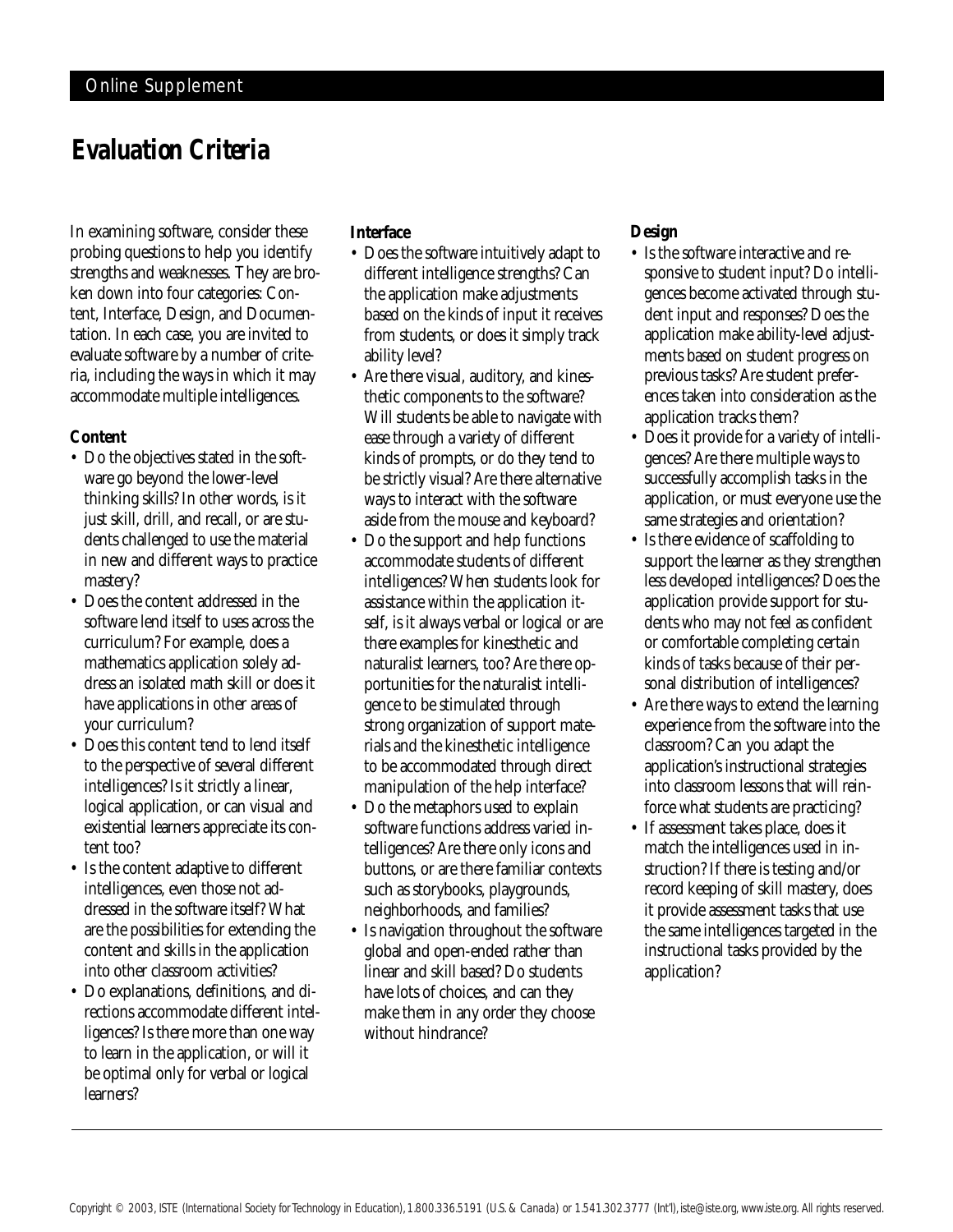# Evaluation Criteria

In examining software, consider these probing questions to help you identify strengths and weaknesses. They are broken down into four categories: Content, Interface, Design, and Documentation. In each case, you are invited to evaluate software by a number of criteria, including the ways in which it may accommodate multiple intelligences.

### Content

- Do the objectives stated in the software go beyond the lower-level thinking skills? In other words, is it just skill, drill, and recall, or are students challenged to use the material in new and different ways to practice mastery?
- Does the content addressed in the software lend itself to uses across the curriculum? For example, does a mathematics application solely address an isolated math skill or does it have applications in other areas of your curriculum?
- Does this content tend to lend itself to the perspective of several different intelligences? Is it strictly a linear, logical application, or can visual and existential learners appreciate its content too?
- Is the content adaptive to different intelligences, even those not addressed in the software itself? What are the possibilities for extending the content and skills in the application into other classroom activities?
- Do explanations, definitions, and directions accommodate different intelligences? Is there more than one way to learn in the application, or will it be optimal only for verbal or logical learners?

### Interface

- Does the software intuitively adapt to different intelligence strengths? Can the application make adjustments based on the kinds of input it receives from students, or does it simply track ability level?
- Are there visual, auditory, and kinesthetic components to the software? Will students be able to navigate with ease through a variety of different kinds of prompts, or do they tend to be strictly visual? Are there alternative ways to interact with the software aside from the mouse and keyboard?
- Do the support and help functions accommodate students of different intelligences? When students look for assistance within the application itself, is it always verbal or logical or are there examples for kinesthetic and naturalist learners, too? Are there opportunities for the naturalist intelligence to be stimulated through strong organization of support materials and the kinesthetic intelligence to be accommodated through direct manipulation of the help interface?
- Do the metaphors used to explain software functions address varied intelligences? Are there only icons and buttons, or are there familiar contexts such as storybooks, playgrounds, neighborhoods, and families?
- Is navigation throughout the software global and open-ended rather than linear and skill based? Do students have lots of choices, and can they make them in any order they choose without hindrance?

### Design

- Is the software interactive and responsive to student input? Do intelligences become activated through student input and responses? Does the application make ability-level adjustments based on student progress on previous tasks? Are student preferences taken into consideration as the application tracks them?
- Does it provide for a variety of intelligences? Are there multiple ways to successfully accomplish tasks in the application, or must everyone use the same strategies and orientation?
- Is there evidence of scaffolding to support the learner as they strengthen less developed intelligences? Does the application provide support for students who may not feel as confident or comfortable completing certain kinds of tasks because of their personal distribution of intelligences?
- Are there ways to extend the learning experience from the software into the classroom? Can you adapt the application's instructional strategies into classroom lessons that will reinforce what students are practicing?
- If assessment takes place, does it match the intelligences used in instruction? If there is testing and/or record keeping of skill mastery, does it provide assessment tasks that use the same intelligences targeted in the instructional tasks provided by the application?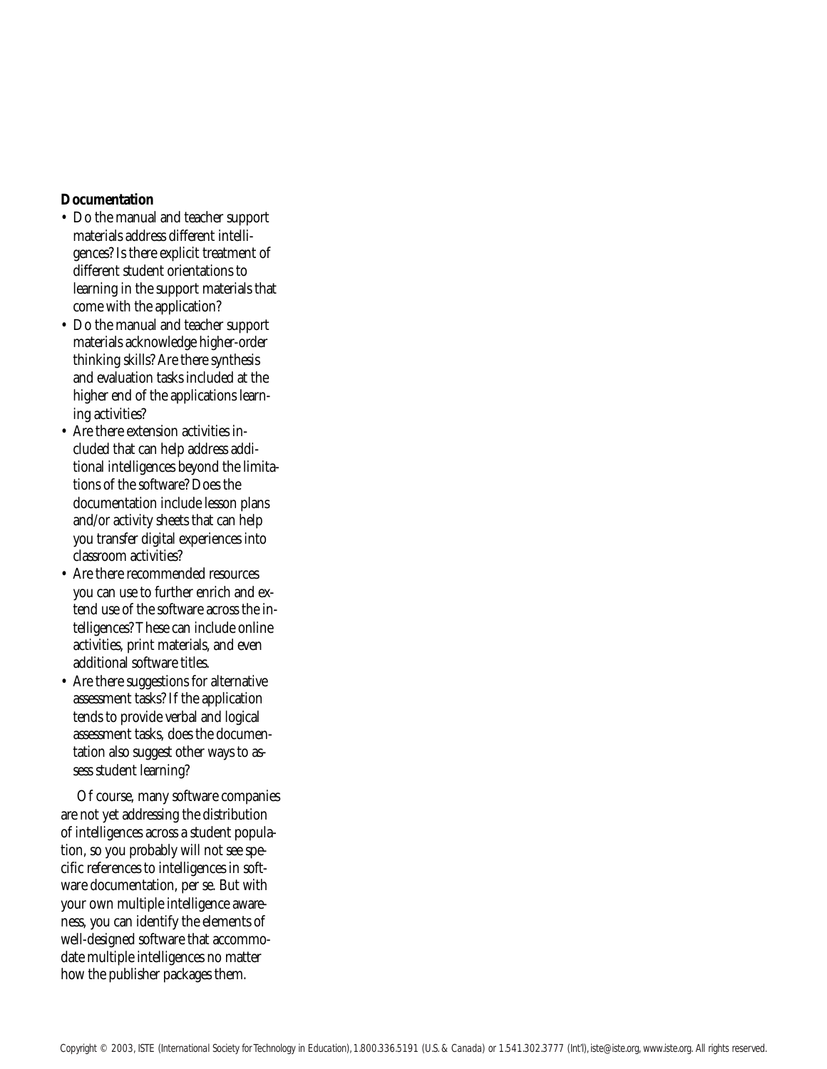**Documentation**

- Do the manual and teacher support materials address different intelligences? Is there explicit treatment of different student orientations to learning in the support materials that come with the application?
- Do the manual and teacher support materials acknowledge higher-order thinking skills? Are there synthesis and evaluation tasks included at the higher end of the applications learning activities?
- Are there extension activities included that can help address additional intelligences beyond the limitations of the software? Does the documentation include lesson plans and/or activity sheets that can help you transfer digital experiences into classroom activities?
- Are there recommended resources you can use to further enrich and extend use of the software across the intelligences? These can include online activities, print materials, and even additional software titles.
- Are there suggestions for alternative assessment tasks? If the application tends to provide verbal and logical assessment tasks, does the documentation also suggest other ways to assess student learning?

Of course, many software companies are not yet addressing the distribution of intelligences across a student population, so you probably will not see specific references to intelligences in software documentation, per se. But with your own multiple intelligence awareness, you can identify the elements of well-designed software that accommodate multiple intelligences no matter how the publisher packages them.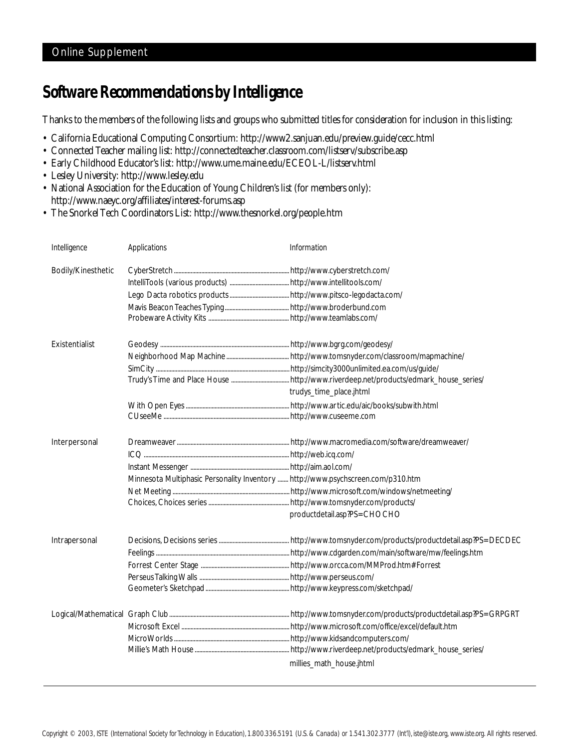Online Supplement

# Software Recommendations by Intelligence

Thanks to the members of the following lists and groups who submitted titles for consideration for inclusion in this listing:

- California Educational Computing Consortium: http://www2.sanjuan.edu/preview.guide/cecc.html
- Connected Teacher mailing list: http://connectedteacher.classroom.com/listserv/subscribe.asp
- Early Childhood Educator's list: http://www.ume.maine.edu/ECEOL-L/listserv.html
- Lesley University: http://www.lesley.edu
- National Association for the Education of Young Children's list (for members only): http://www.naeyc.org/affiliates/interest-forums.asp
- The Snorkel Tech Coordinators List: http://www.thesnorkel.org/people.htm

| Intelligence | Applications | Information |
| --- | --- | --- |
| Bodily/Kinesthetic | CyberStretch | http://www.cyberstretch.com/ |
| | IntelliTools (various products) | http://www.intellitools.com/ |
| | Lego Dacta robotics products | http://www.pitsco-legodacta.com/ |
| | Mavis Beacon Teaches Typing | http://www.broderbund.com |
| | Probeware Activity Kits | http://www.teamlabs.com/ |
| Existentialist | Geodesy | http://www.bgrg.com/geodesy/ |
| | Neighborhood Map Machine | http://www.tomsnyder.com/classroom/mapmachine/ |
| | SimCity | http://simcity3000unlimited.ea.com/us/guide/ |
| | Trudy's Time and Place House | http://www.riverdeep.net/products/edmark_house_series/trudys_time_place.jhtml |
| | With Open Eyes | http://www.artic.edu/aic/books/subwith.html |
| | CUseeMe | http://www.cuseeme.com |
| Interpersonal | Dreamweaver | http://www.macromedia.com/software/dreamweaver/ |
| | ICQ | http://web.icq.com/ |
| | Instant Messenger | http://aim.aol.com/ |
| | Minnesota Multiphasic Personality Inventory | http://www.psychscreen.com/p310.htm |
| | Net Meeting | http://www.microsoft.com/windows/netmeeting/ |
| | Choices, Choices series | http://www.tomsnyder.com/products/productdetail.asp?PS=CHOCHO |
| Intrapersonal | Decisions, Decisions series | http://www.tomsnyder.com/products/productdetail.asp?PS=DECDEC |
| | Feelings | http://www.cdgarden.com/main/software/mw/feelings.htm |
| | Forrest Center Stage | http://www.orcca.com/MMProd.htm#Forrest |
| | Perseus Talking Walls | http://www.perseus.com/ |
| | Geometer's Sketchpad | http://www.keypress.com/sketchpad/ |
| Logical/Mathematical | Graph Club | http://www.tomsnyder.com/products/productdetail.asp?PS=GRPGRT |
| | Microsoft Excel | http://www.microsoft.com/office/excel/default.htm |
| | MicroWorlds | http://www.kidsandcomputers.com/ |
| | Millie's Math House | http://www.riverdeep.net/products/edmark_house_series/millies_math_house.jhtml |

Copyright © 2003, ISTE (International Society for Technology in Education), 1.800.336.5191 (U.S. & Canada) or 1.541.302.3777 (Int'l), iste@iste.org, www.iste.org. All rights reserved.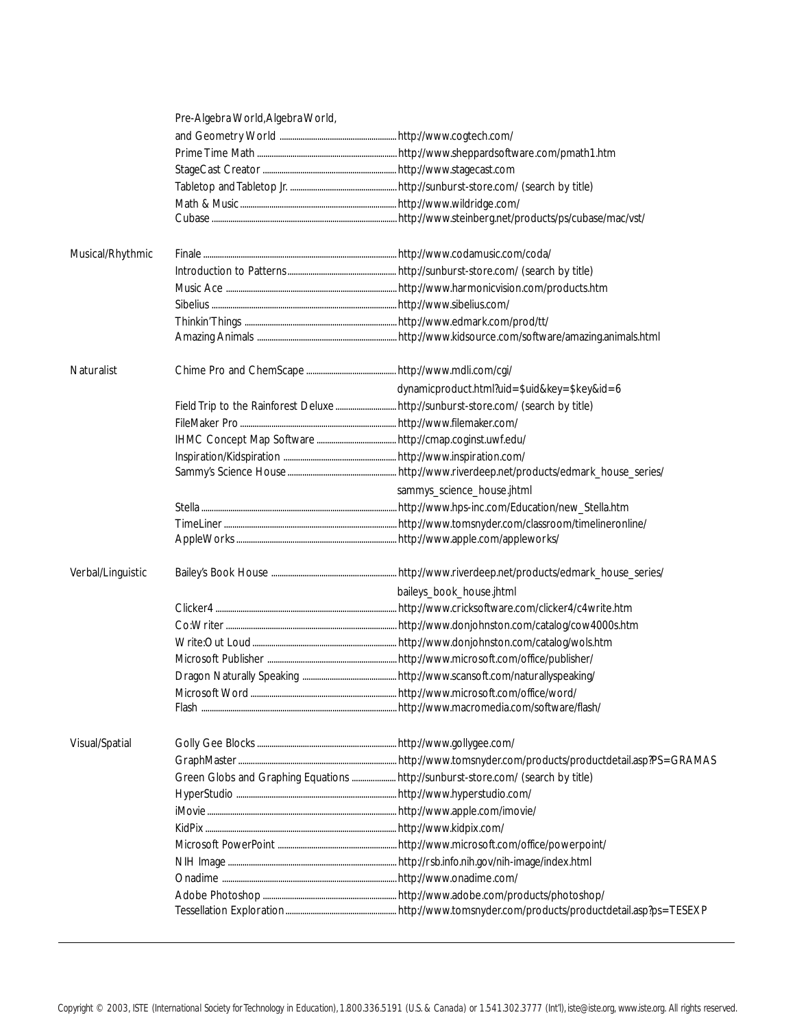| | | |
|---|---|---|
| | Pre-Algebra World, Algebra World, and Geometry World | http://www.cogtech.com/ |
| | Prime Time Math | http://www.sheppardsoftware.com/pmath1.htm |
| | StageCast Creator | http://www.stagecast.com |
| | Tabletop and Tabletop Jr. | http://sunburst-store.com/ (search by title) |
| | Math & Music | http://www.wildridge.com/ |
| | Cubase | http://www.steinberg.net/products/ps/cubase/mac/vst/ |
| Musical/Rhythmic | Finale | http://www.codamusic.com/coda/ |
| | Introduction to Patterns | http://sunburst-store.com/ (search by title) |
| | Music Ace | http://www.harmonicvision.com/products.htm |
| | Sibelius | http://www.sibelius.com/ |
| | Thinkin'Things | http://www.edmark.com/prod/tt/ |
| | Amazing Animals | http://www.kidsource.com/software/amazing.animals.html |
| Naturalist | Chime Pro and ChemScape | http://www.mdli.com/cgi/dynamicproduct.html?uid=$uid&key=$key&id=6 |
| | Field Trip to the Rainforest Deluxe | http://sunburst-store.com/ (search by title) |
| | FileMaker Pro | http://www.filemaker.com/ |
| | IHMC Concept Map Software | http://cmap.coginst.uwf.edu/ |
| | Inspiration/Kidspiration | http://www.inspiration.com/ |
| | Sammy's Science House | http://www.riverdeep.net/products/edmark_house_series/sammys_science_house.jhtml |
| | Stella | http://www.hps-inc.com/Education/new_Stella.htm |
| | TimeLiner | http://www.tomsnyder.com/classroom/timelineronline/ |
| | AppleWorks | http://www.apple.com/appleworks/ |
| Verbal/Linguistic | Bailey's Book House | http://www.riverdeep.net/products/edmark_house_series/baileys_book_house.jhtml |
| | Clicker4 | http://www.cricksoftware.com/clicker4/c4write.htm |
| | Co:Writer | http://www.donjohnston.com/catalog/cow4000s.htm |
| | Write:Out Loud | http://www.donjohnston.com/catalog/wols.htm |
| | Microsoft Publisher | http://www.microsoft.com/office/publisher/ |
| | Dragon Naturally Speaking | http://www.scansoft.com/naturallyspeaking/ |
| | Microsoft Word | http://www.microsoft.com/office/word/ |
| | Flash | http://www.macromedia.com/software/flash/ |
| Visual/Spatial | Golly Gee Blocks | http://www.gollygee.com/ |
| | GraphMaster | http://www.tomsnyder.com/products/productdetail.asp?PS=GRAMAS |
| | Green Globs and Graphing Equations | http://sunburst-store.com/ (search by title) |
| | HyperStudio | http://www.hyperstudio.com/ |
| | iMovie | http://www.apple.com/imovie/ |
| | KidPix | http://www.kidpix.com/ |
| | Microsoft PowerPoint | http://www.microsoft.com/office/powerpoint/ |
| | NIH Image | http://rsb.info.nih.gov/nih-image/index.html |
| | Onadime | http://www.onadime.com/ |
| | Adobe Photoshop | http://www.adobe.com/products/photoshop/ |
| | Tessellation Exploration | http://www.tomsnyder.com/products/productdetail.asp?ps=TESEXP |

Copyright © 2003, ISTE (International Society for Technology in Education), 1.800.336.5191 (U.S. & Canada) or 1.541.302.3777 (Int'l), iste@iste.org, www.iste.org. All rights reserved.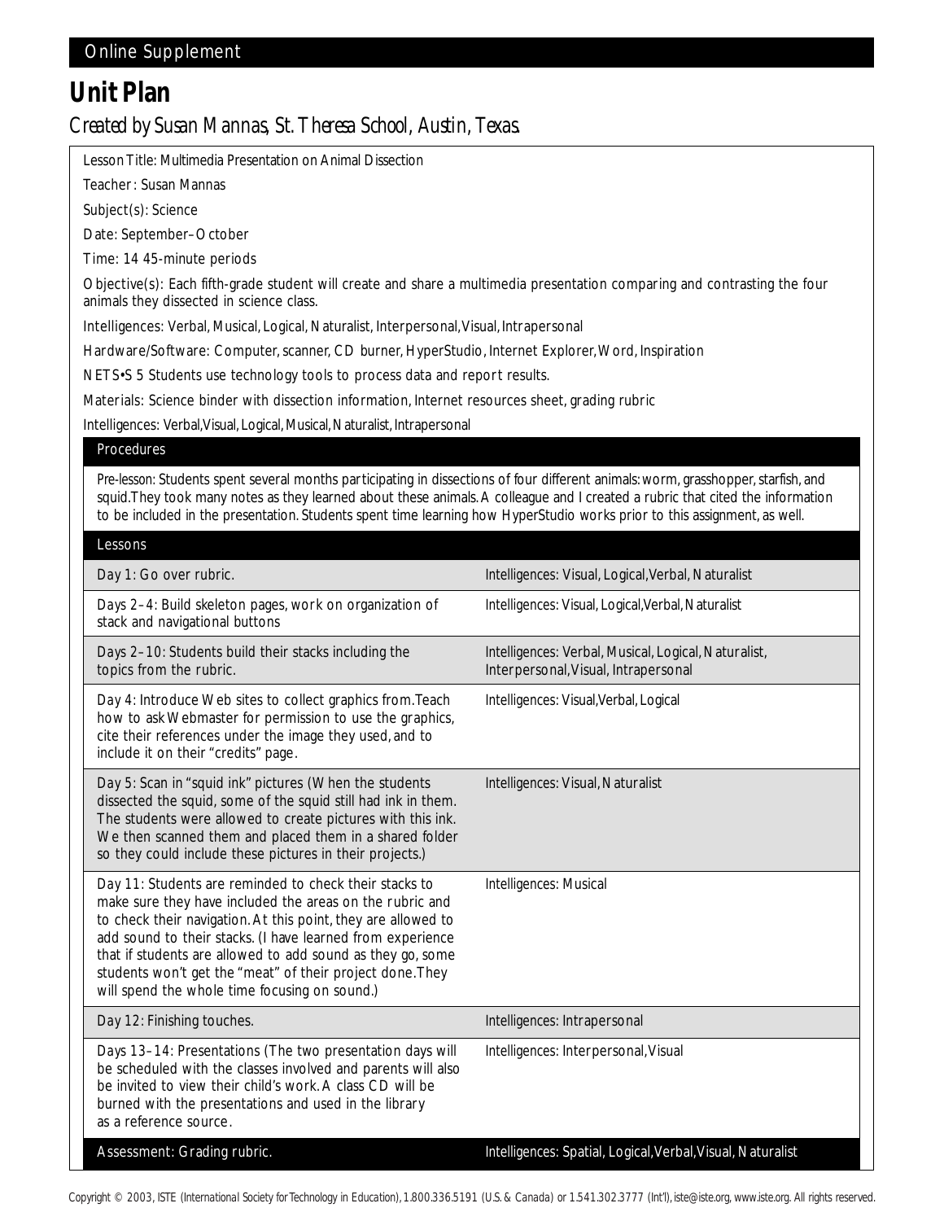Online Supplement

# Unit Plan

*Created by Susan Mannas, St. Theresa School, Austin, Texas.*

Lesson Title: Multimedia Presentation on Animal Dissection

Teacher: Susan Mannas

Subject(s): Science

Date: September–October

Time: 14 45-minute periods

Objective(s): Each fifth-grade student will create and share a multimedia presentation comparing and contrasting the four animals they dissected in science class.

Intelligences: Verbal, Musical, Logical, Naturalist, Interpersonal, Visual, Intrapersonal

Hardware/Software: Computer, scanner, CD burner, HyperStudio, Internet Explorer, Word, Inspiration

NETS•S 5 Students use technology tools to process data and report results.

Materials: Science binder with dissection information, Internet resources sheet, grading rubric

Intelligences: Verbal, Visual, Logical, Musical, Naturalist, Intrapersonal

## Procedures

Pre-lesson: Students spent several months participating in dissections of four different animals: worm, grasshopper, starfish, and squid. They took many notes as they learned about these animals. A colleague and I created a rubric that cited the information to be included in the presentation. Students spent time learning how HyperStudio works prior to this assignment, as well.

## Lessons

| Lesson | Intelligences |
|---|---|
| Day 1: Go over rubric. | Intelligences: Visual, Logical, Verbal, Naturalist |
| Days 2–4: Build skeleton pages, work on organization of stack and navigational buttons | Intelligences: Visual, Logical, Verbal, Naturalist |
| Days 2–10: Students build their stacks including the topics from the rubric. | Intelligences: Verbal, Musical, Logical, Naturalist, Interpersonal, Visual, Intrapersonal |
| Day 4: Introduce Web sites to collect graphics from. Teach how to ask Webmaster for permission to use the graphics, cite their references under the image they used, and to include it on their "credits" page. | Intelligences: Visual, Verbal, Logical |
| Day 5: Scan in "squid ink" pictures (When the students dissected the squid, some of the squid still had ink in them. The students were allowed to create pictures with this ink. We then scanned them and placed them in a shared folder so they could include these pictures in their projects.) | Intelligences: Visual, Naturalist |
| Day 11: Students are reminded to check their stacks to make sure they have included the areas on the rubric and to check their navigation. At this point, they are allowed to add sound to their stacks. (I have learned from experience that if students are allowed to add sound as they go, some students won't get the "meat" of their project done. They will spend the whole time focusing on sound.) | Intelligences: Musical |
| Day 12: Finishing touches. | Intelligences: Intrapersonal |
| Days 13–14: Presentations (The two presentation days will be scheduled with the classes involved and parents will also be invited to view their child's work. A class CD will be burned with the presentations and used in the library as a reference source. | Intelligences: Interpersonal, Visual |
| Assessment: Grading rubric. | Intelligences: Spatial, Logical, Verbal, Visual, Naturalist |

Copyright © 2003, ISTE (International Society for Technology in Education), 1.800.336.5191 (U.S. & Canada) or 1.541.302.3777 (Int'l), iste@iste.org, www.iste.org. All rights reserved.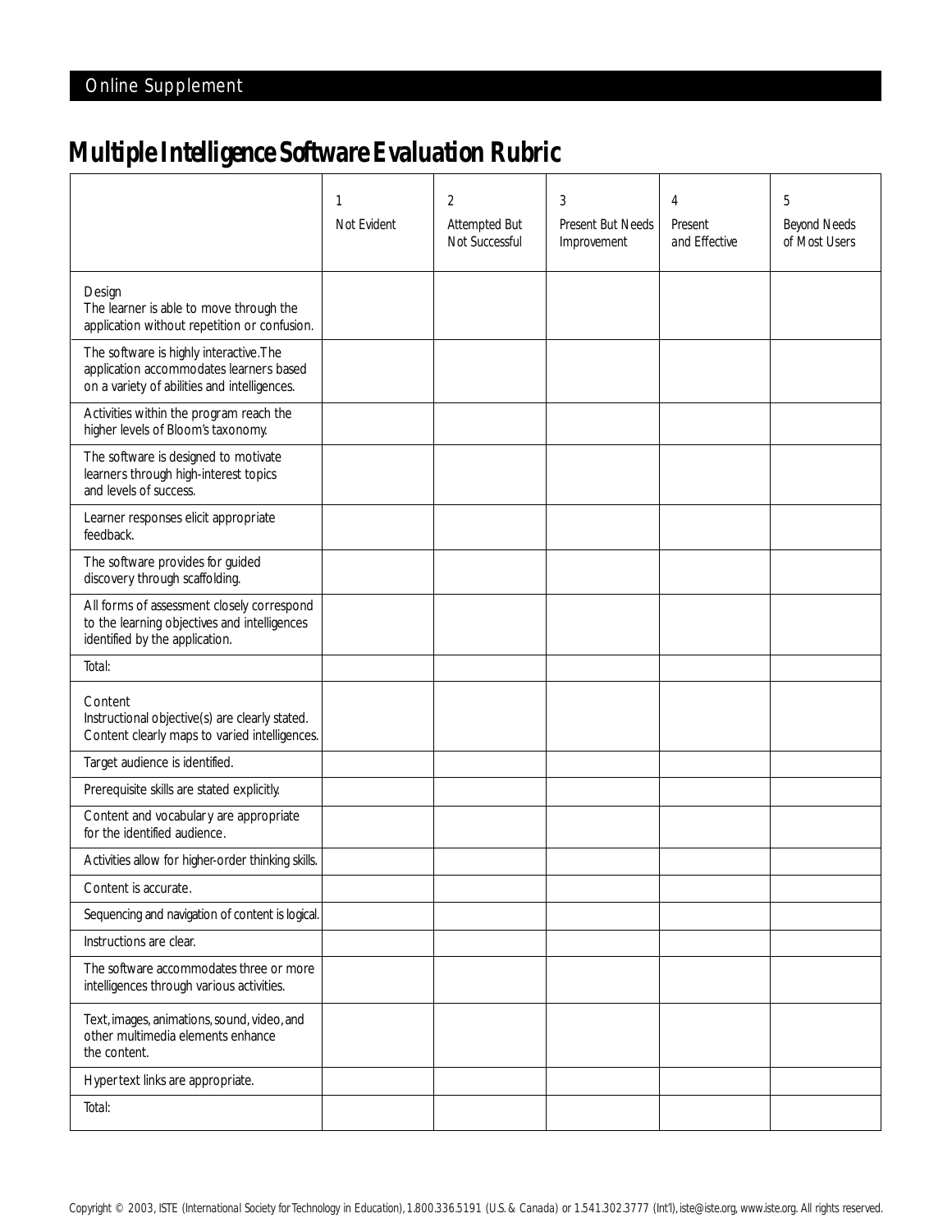Online Supplement

# Multiple Intelligence Software Evaluation Rubric

| | 1<br>Not Evident | 2<br>Attempted But Not Successful | 3<br>Present But Needs Improvement | 4<br>Present and Effective | 5<br>Beyond Needs of Most Users |
|---|---|---|---|---|---|
| Design<br>The learner is able to move through the application without repetition or confusion. | | | | | |
| The software is highly interactive.The application accommodates learners based on a variety of abilities and intelligences. | | | | | |
| Activities within the program reach the higher levels of Bloom's taxonomy. | | | | | |
| The software is designed to motivate learners through high-interest topics and levels of success. | | | | | |
| Learner responses elicit appropriate feedback. | | | | | |
| The software provides for guided discovery through scaffolding. | | | | | |
| All forms of assessment closely correspond to the learning objectives and intelligences identified by the application. | | | | | |
| Total: | | | | | |
| Content<br>Instructional objective(s) are clearly stated. Content clearly maps to varied intelligences. | | | | | |
| Target audience is identified. | | | | | |
| Prerequisite skills are stated explicitly. | | | | | |
| Content and vocabulary are appropriate for the identified audience. | | | | | |
| Activities allow for higher-order thinking skills. | | | | | |
| Content is accurate. | | | | | |
| Sequencing and navigation of content is logical. | | | | | |
| Instructions are clear. | | | | | |
| The software accommodates three or more intelligences through various activities. | | | | | |
| Text, images, animations, sound, video, and other multimedia elements enhance the content. | | | | | |
| Hypertext links are appropriate. | | | | | |
| Total: | | | | | |

Copyright © 2003, ISTE (International Society for Technology in Education), 1.800.336.5191 (U.S. & Canada) or 1.541.302.3777 (Int'l), iste@iste.org, www.iste.org. All rights reserved.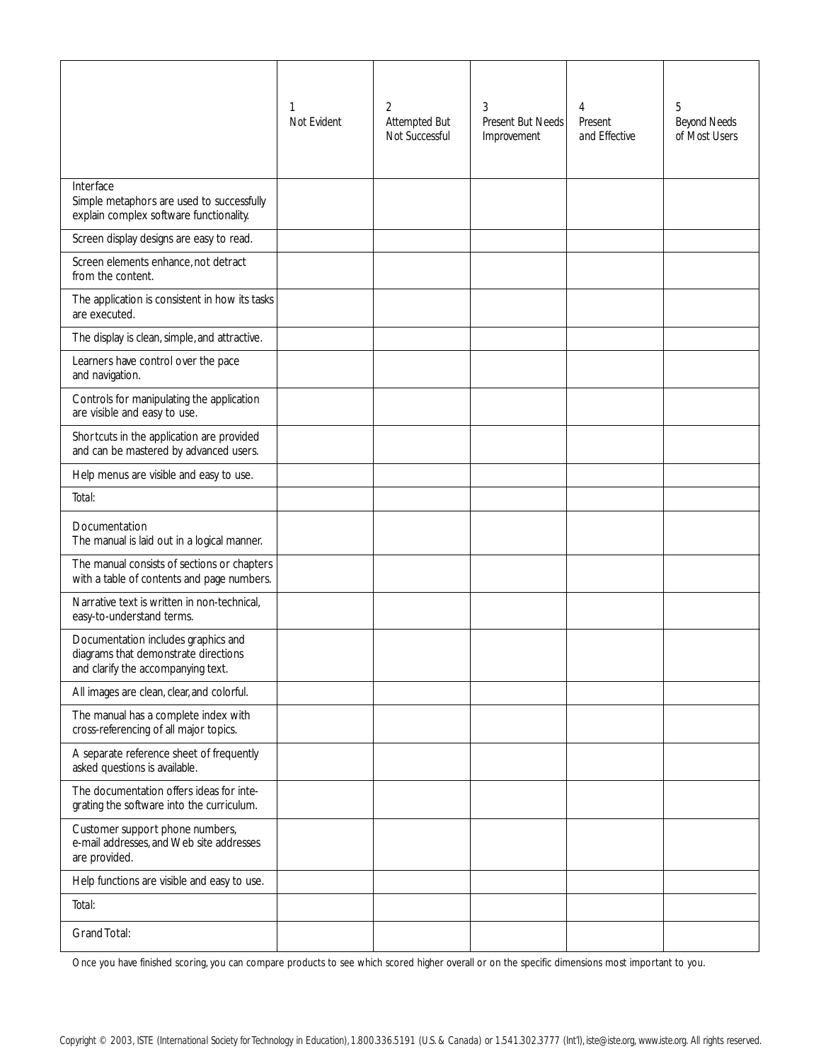| | 1 Not Evident | 2 Attempted But Not Successful | 3 Present But Needs Improvement | 4 Present and Effective | 5 Beyond Needs of Most Users |
|---|---|---|---|---|---|
| Interface Simple metaphors are used to successfully explain complex software functionality. | | | | | |
| Screen display designs are easy to read. | | | | | |
| Screen elements enhance, not detract from the content. | | | | | |
| The application is consistent in how its tasks are executed. | | | | | |
| The display is clean, simple, and attractive. | | | | | |
| Learners have control over the pace and navigation. | | | | | |
| Controls for manipulating the application are visible and easy to use. | | | | | |
| Shortcuts in the application are provided and can be mastered by advanced users. | | | | | |
| Help menus are visible and easy to use. | | | | | |
| Total: | | | | | |
| Documentation The manual is laid out in a logical manner. | | | | | |
| The manual consists of sections or chapters with a table of contents and page numbers. | | | | | |
| Narrative text is written in non-technical, easy-to-understand terms. | | | | | |
| Documentation includes graphics and diagrams that demonstrate directions and clarify the accompanying text. | | | | | |
| All images are clean, clear, and colorful. | | | | | |
| The manual has a complete index with cross-referencing of all major topics. | | | | | |
| A separate reference sheet of frequently asked questions is available. | | | | | |
| The documentation offers ideas for integrating the software into the curriculum. | | | | | |
| Customer support phone numbers, e-mail addresses, and Web site addresses are provided. | | | | | |
| Help functions are visible and easy to use. | | | | | |
| Total: | | | | | |
| Grand Total: | | | | | |

Once you have finished scoring, you can compare products to see which scored higher overall or on the specific dimensions most important to you.

Copyright © 2003, ISTE (International Society for Technology in Education), 1.800.336.5191 (U.S. & Canada) or 1.541.302.3777 (Int'l), iste@iste.org, www.iste.org. All rights reserved.